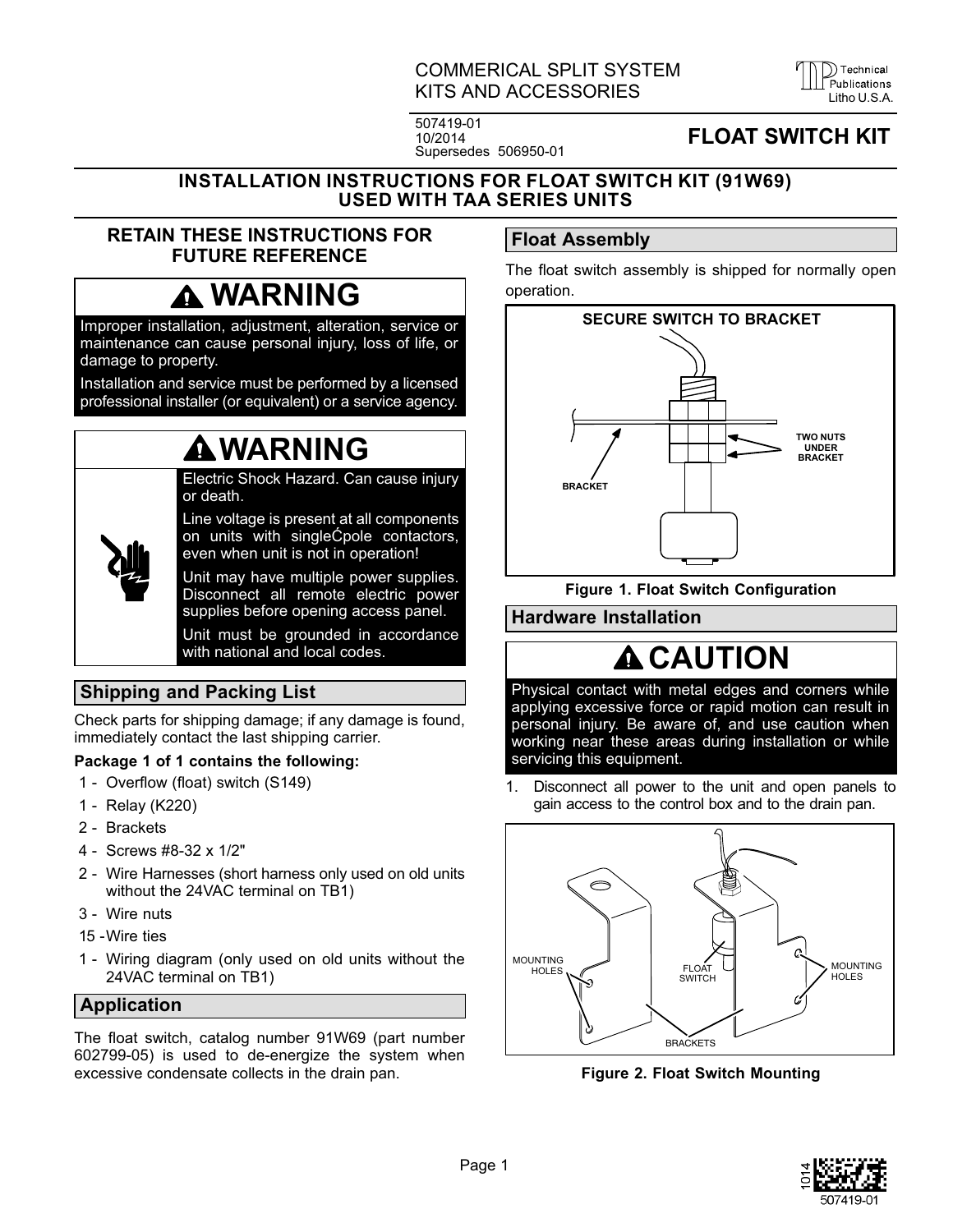COMMERICAL SPLIT SYSTEM
KITS AND ACCESSORIES

507419-01
10/2014
Supersedes 506950-01

**FLOAT SWITCH KIT**

## INSTALLATION INSTRUCTIONS FOR FLOAT SWITCH KIT (91W69) USED WITH TAA SERIES UNITS

**RETAIN THESE INSTRUCTIONS FOR FUTURE REFERENCE**

### ⚠ WARNING

Improper installation, adjustment, alteration, service or maintenance can cause personal injury, loss of life, or damage to property.

Installation and service must be performed by a licensed professional installer (or equivalent) or a service agency.

### ⚠ WARNING

Electric Shock Hazard. Can cause injury or death.

Line voltage is present at all components on units with singleĆpole contactors, even when unit is not in operation!

Unit may have multiple power supplies. Disconnect all remote electric power supplies before opening access panel.

Unit must be grounded in accordance with national and local codes.

## Shipping and Packing List

Check parts for shipping damage; if any damage is found, immediately contact the last shipping carrier.

**Package 1 of 1 contains the following:**

- 1 - Overflow (float) switch (S149)
- 1 - Relay (K220)
- 2 - Brackets
- 4 - Screws #8-32 x 1/2"
- 2 - Wire Harnesses (short harness only used on old units without the 24VAC terminal on TB1)
- 3 - Wire nuts
- 15 - Wire ties
- 1 - Wiring diagram (only used on old units without the 24VAC terminal on TB1)

## Application

The float switch, catalog number 91W69 (part number 602799-05) is used to de-energize the system when excessive condensate collects in the drain pan.

## Float Assembly

The float switch assembly is shipped for normally open operation.

SECURE SWITCH TO BRACKET

TWO NUTS UNDER BRACKET

BRACKET

**Figure 1. Float Switch Configuration**

## Hardware Installation

### ⚠ CAUTION

Physical contact with metal edges and corners while applying excessive force or rapid motion can result in personal injury. Be aware of, and use caution when working near these areas during installation or while servicing this equipment.

1. Disconnect all power to the unit and open panels to gain access to the control box and to the drain pan.

MOUNTING HOLES

FLOAT SWITCH

MOUNTING HOLES

BRACKETS

**Figure 2. Float Switch Mounting**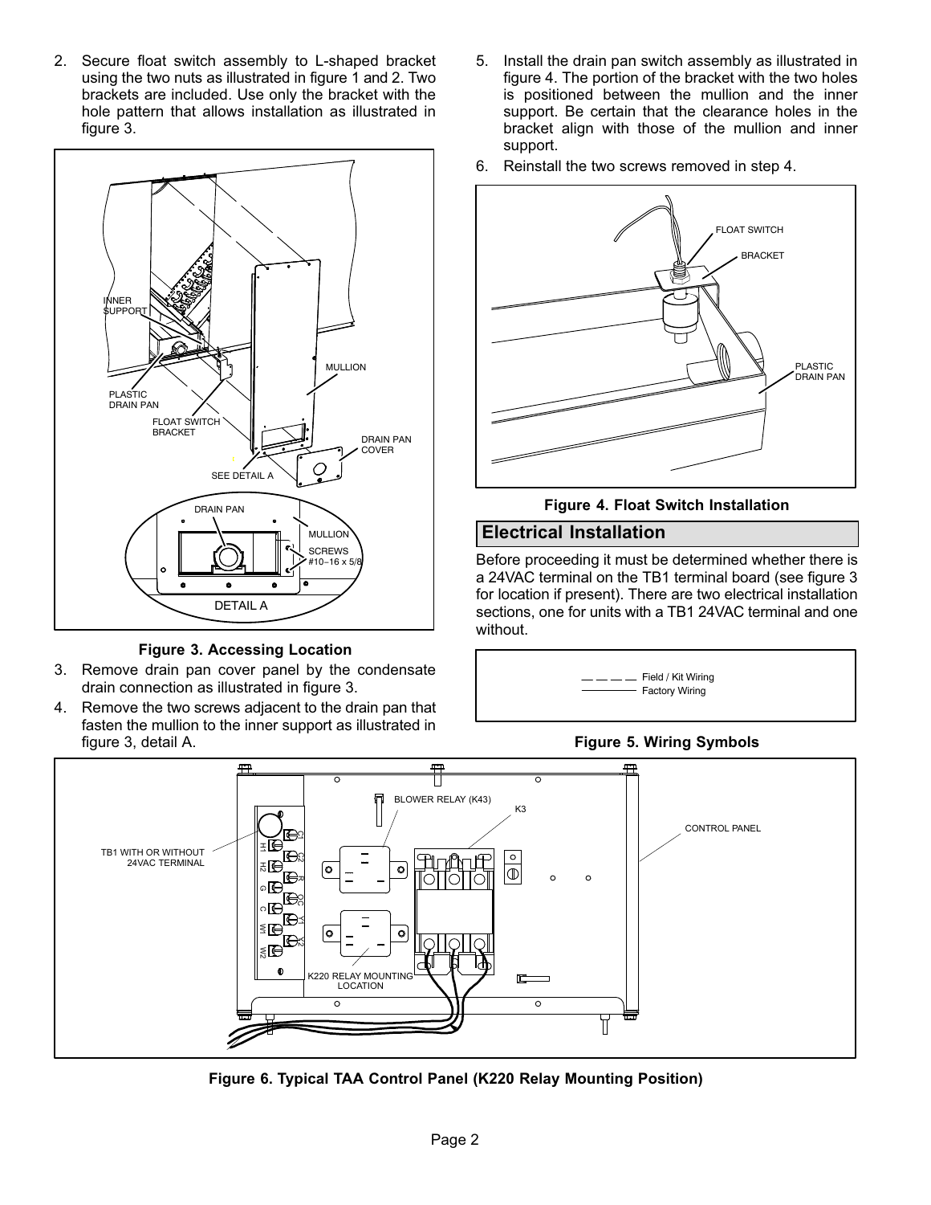2. Secure float switch assembly to L-shaped bracket using the two nuts as illustrated in figure 1 and 2. Two brackets are included. Use only the bracket with the hole pattern that allows installation as illustrated in figure 3.

Figure 3. Accessing Location

3. Remove drain pan cover panel by the condensate drain connection as illustrated in figure 3.
4. Remove the two screws adjacent to the drain pan that fasten the mullion to the inner support as illustrated in figure 3, detail A.
5. Install the drain pan switch assembly as illustrated in figure 4. The portion of the bracket with the two holes is positioned between the mullion and the inner support. Be certain that the clearance holes in the bracket align with those of the mullion and inner support.
6. Reinstall the two screws removed in step 4.

Figure 4. Float Switch Installation

## Electrical Installation

Before proceeding it must be determined whether there is a 24VAC terminal on the TB1 terminal board (see figure 3 for location if present). There are two electrical installation sections, one for units with a TB1 24VAC terminal and one without.

Figure 5. Wiring Symbols

Figure 6. Typical TAA Control Panel (K220 Relay Mounting Position)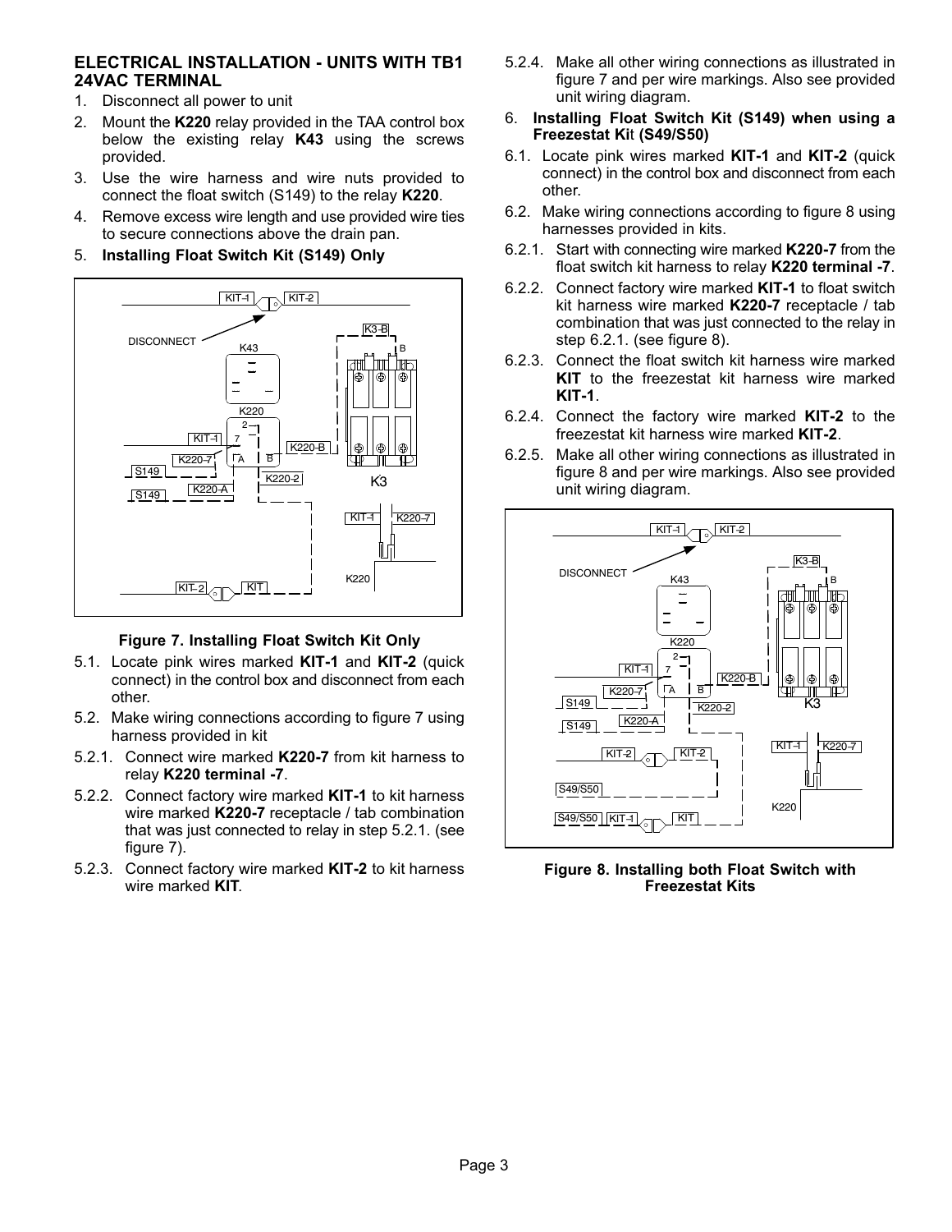## ELECTRICAL INSTALLATION - UNITS WITH TB1 24VAC TERMINAL

1. Disconnect all power to unit
2. Mount the **K220** relay provided in the TAA control box below the existing relay **K43** using the screws provided.
3. Use the wire harness and wire nuts provided to connect the float switch (S149) to the relay **K220**.
4. Remove excess wire length and use provided wire ties to secure connections above the drain pan.
5. **Installing Float Switch Kit (S149) Only**

**Figure 7. Installing Float Switch Kit Only**

5.1. Locate pink wires marked **KIT-1** and **KIT-2** (quick connect) in the control box and disconnect from each other.

5.2. Make wiring connections according to figure 7 using harness provided in kit

5.2.1. Connect wire marked **K220-7** from kit harness to relay **K220 terminal -7**.

5.2.2. Connect factory wire marked **KIT-1** to kit harness wire marked **K220-7** receptacle / tab combination that was just connected to relay in step 5.2.1. (see figure 7).

5.2.3. Connect factory wire marked **KIT-2** to kit harness wire marked **KIT**.

5.2.4. Make all other wiring connections as illustrated in figure 7 and per wire markings. Also see provided unit wiring diagram.

6. **Installing Float Switch Kit (S149) when using a Freezestat Kit (S49/S50)**

6.1. Locate pink wires marked **KIT-1** and **KIT-2** (quick connect) in the control box and disconnect from each other.

6.2. Make wiring connections according to figure 8 using harnesses provided in kits.

6.2.1. Start with connecting wire marked **K220-7** from the float switch kit harness to relay **K220 terminal -7**.

6.2.2. Connect factory wire marked **KIT-1** to float switch kit harness wire marked **K220-7** receptacle / tab combination that was just connected to the relay in step 6.2.1. (see figure 8).

6.2.3. Connect the float switch kit harness wire marked **KIT** to the freezestat kit harness wire marked **KIT-1**.

6.2.4. Connect the factory wire marked **KIT-2** to the freezestat kit harness wire marked **KIT-2**.

6.2.5. Make all other wiring connections as illustrated in figure 8 and per wire markings. Also see provided unit wiring diagram.

**Figure 8. Installing both Float Switch with Freezestat Kits**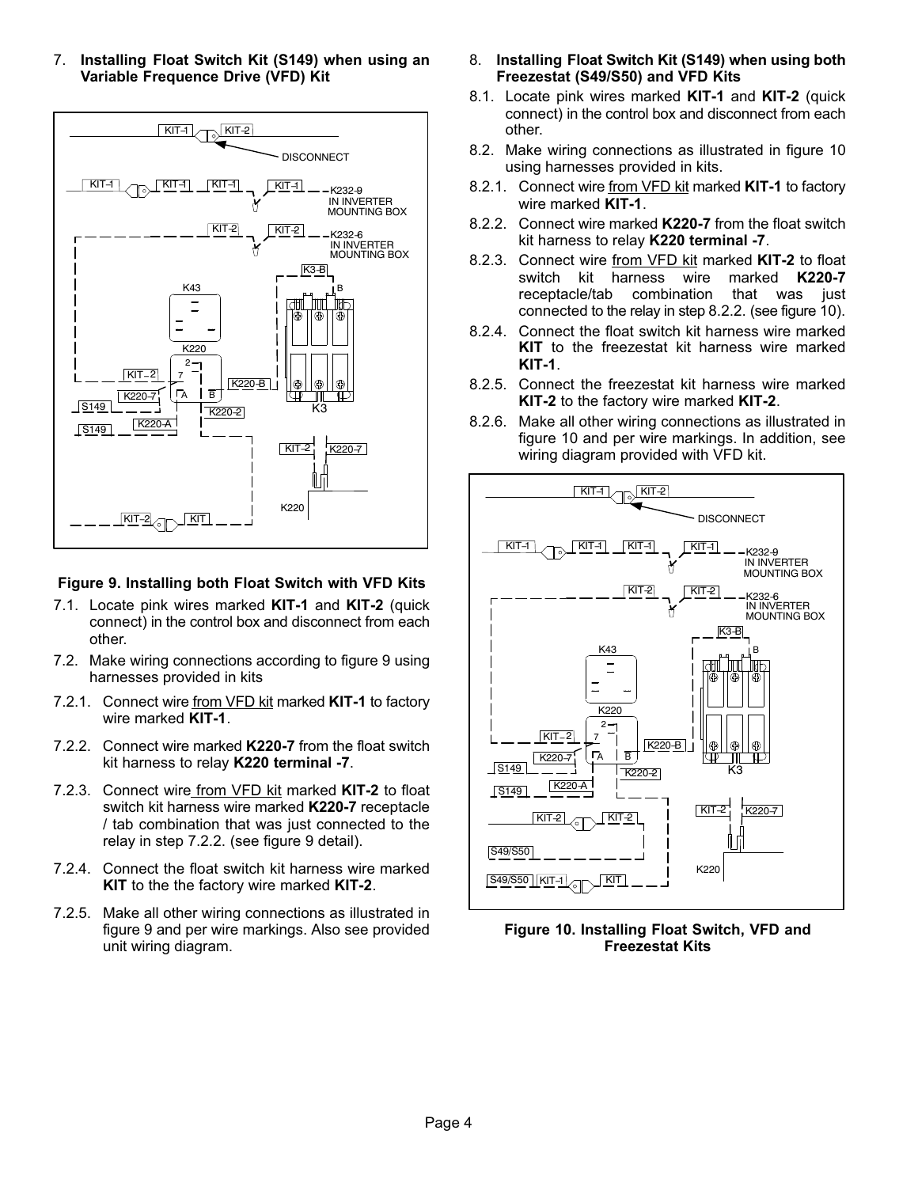7. **Installing Float Switch Kit (S149) when using an Variable Frequence Drive (VFD) Kit**

**Figure 9. Installing both Float Switch with VFD Kits**

7.1. Locate pink wires marked **KIT-1** and **KIT-2** (quick connect) in the control box and disconnect from each other.

7.2. Make wiring connections according to figure 9 using harnesses provided in kits

7.2.1. Connect wire from VFD kit marked **KIT-1** to factory wire marked **KIT-1**.

7.2.2. Connect wire marked **K220-7** from the float switch kit harness to relay **K220 terminal -7**.

7.2.3. Connect wire from VFD kit marked **KIT-2** to float switch kit harness wire marked **K220-7** receptacle / tab combination that was just connected to the relay in step 7.2.2. (see figure 9 detail).

7.2.4. Connect the float switch kit harness wire marked **KIT** to the the factory wire marked **KIT-2**.

7.2.5. Make all other wiring connections as illustrated in figure 9 and per wire markings. Also see provided unit wiring diagram.

8. **Installing Float Switch Kit (S149) when using both Freezestat (S49/S50) and VFD Kits**

8.1. Locate pink wires marked **KIT-1** and **KIT-2** (quick connect) in the control box and disconnect from each other.

8.2. Make wiring connections as illustrated in figure 10 using harnesses provided in kits.

8.2.1. Connect wire from VFD kit marked **KIT-1** to factory wire marked **KIT-1**.

8.2.2. Connect wire marked **K220-7** from the float switch kit harness to relay **K220 terminal -7**.

8.2.3. Connect wire from VFD kit marked **KIT-2** to float switch kit harness wire marked **K220-7** receptacle/tab combination that was just connected to the relay in step 8.2.2. (see figure 10).

8.2.4. Connect the float switch kit harness wire marked **KIT** to the freezestat kit harness wire marked **KIT-1**.

8.2.5. Connect the freezestat kit harness wire marked **KIT-2** to the factory wire marked **KIT-2**.

8.2.6. Make all other wiring connections as illustrated in figure 10 and per wire markings. In addition, see wiring diagram provided with VFD kit.

**Figure 10. Installing Float Switch, VFD and Freezestat Kits**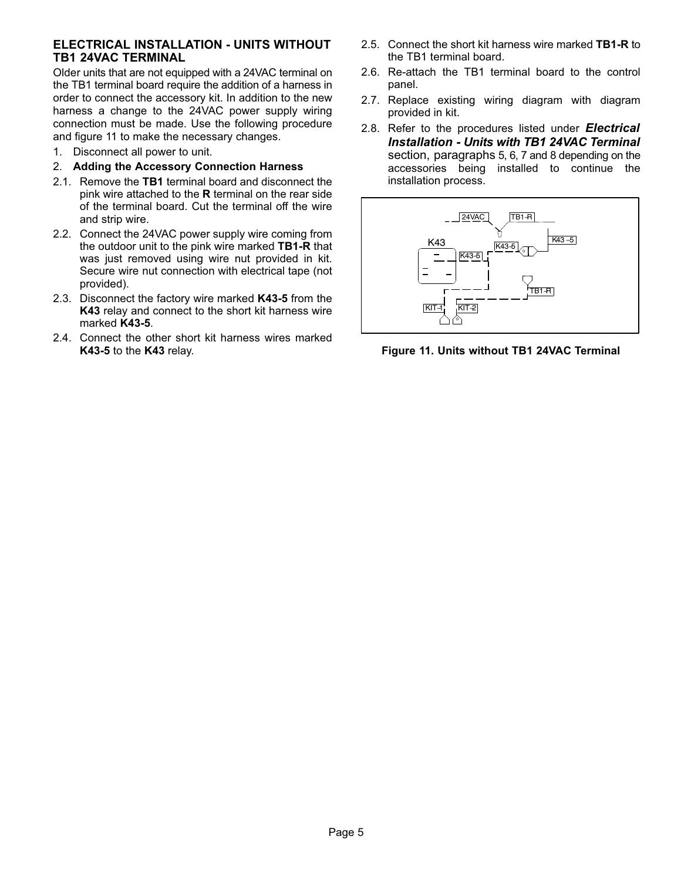## ELECTRICAL INSTALLATION - UNITS WITHOUT TB1 24VAC TERMINAL

Older units that are not equipped with a 24VAC terminal on the TB1 terminal board require the addition of a harness in order to connect the accessory kit. In addition to the new harness a change to the 24VAC power supply wiring connection must be made. Use the following procedure and figure 11 to make the necessary changes.

1. Disconnect all power to unit.
2. **Adding the Accessory Connection Harness**

2.1. Remove the **TB1** terminal board and disconnect the pink wire attached to the **R** terminal on the rear side of the terminal board. Cut the terminal off the wire and strip wire.

2.2. Connect the 24VAC power supply wire coming from the outdoor unit to the pink wire marked **TB1-R** that was just removed using wire nut provided in kit. Secure wire nut connection with electrical tape (not provided).

2.3. Disconnect the factory wire marked **K43-5** from the **K43** relay and connect to the short kit harness wire marked **K43-5**.

2.4. Connect the other short kit harness wires marked **K43-5** to the **K43** relay.

2.5. Connect the short kit harness wire marked **TB1-R** to the TB1 terminal board.

2.6. Re-attach the TB1 terminal board to the control panel.

2.7. Replace existing wiring diagram with diagram provided in kit.

2.8. Refer to the procedures listed under ***Electrical Installation - Units with TB1 24VAC Terminal*** section, paragraphs 5, 6, 7 and 8 depending on the accessories being installed to continue the installation process.

**Figure 11. Units without TB1 24VAC Terminal**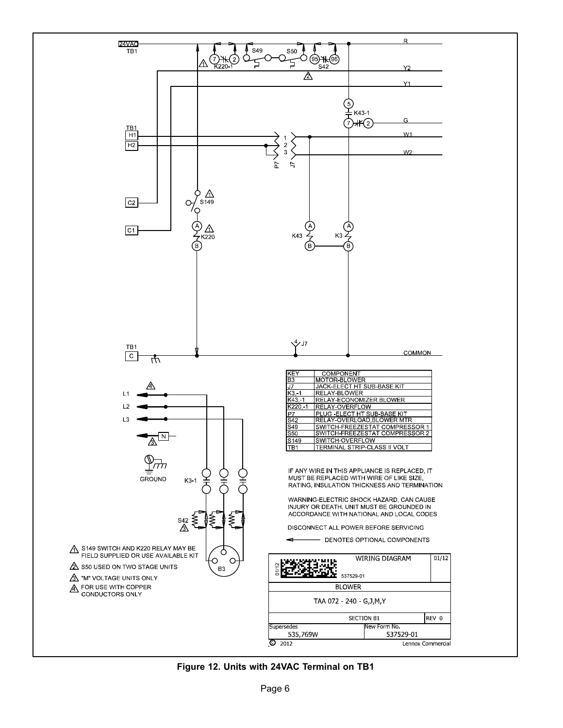| KEY | COMPONENT |
|---|---|
| B3 | MOTOR-BLOWER |
| J7 | JACK-ELECT HT SUB-BASE KIT |
| K3,-1 | RELAY-BLOWER |
| K43,-1 | RELAY-ECONOMIZER BLOWER |
| K220,-1 | RELAY-OVERFLOW |
| P7 | PLUG -ELECT HT SUB-BASE KIT |
| S42 | RELAY-OVERLOAD,BLOWER MTR |
| S49 | SWITCH-FREEZESTAT COMPRESSOR 1 |
| S50 | SWITCH-FREEZESTAT COMPRESSOR 2 |
| S149 | SWITCH-OVERFLOW |
| TB1 | TERMINAL STRIP-CLASS II VOLT |

IF ANY WIRE IN THIS APPLIANCE IS REPLACED, IT MUST BE REPLACED WITH WIRE OF LIKE SIZE, RATING, INSULATION THICKNESS AND TERMINATION

WARNING-ELECTRIC SHOCK HAZARD, CAN CAUSE INJURY OR DEATH. UNIT MUST BE GROUNDED IN ACCORDANCE WITH NATIONAL AND LOCAL CODES

DISCONNECT ALL POWER BEFORE SERVICING

◄—— DENOTES OPTIONAL COMPONENTS

1. S149 SWITCH AND K220 RELAY MAY BE FIELD SUPPLIED OR USE AVAILABLE KIT
2. S50 USED ON TWO STAGE UNITS
3. "M" VOLTAGE UNITS ONLY
4. FOR USE WITH COPPER CONDUCTORS ONLY

| WIRING DIAGRAM 537529-01 | | 01/12 |
|---|---|---|
| BLOWER | | |
| TAA 072 - 240 - G,J,M,Y | | |
| SECTION B1 | | REV 0 |
| Supersedes 535,769W | New Form No. 537529-01 | |

© 2012 Lennox Commercial

**Figure 12. Units with 24VAC Terminal on TB1**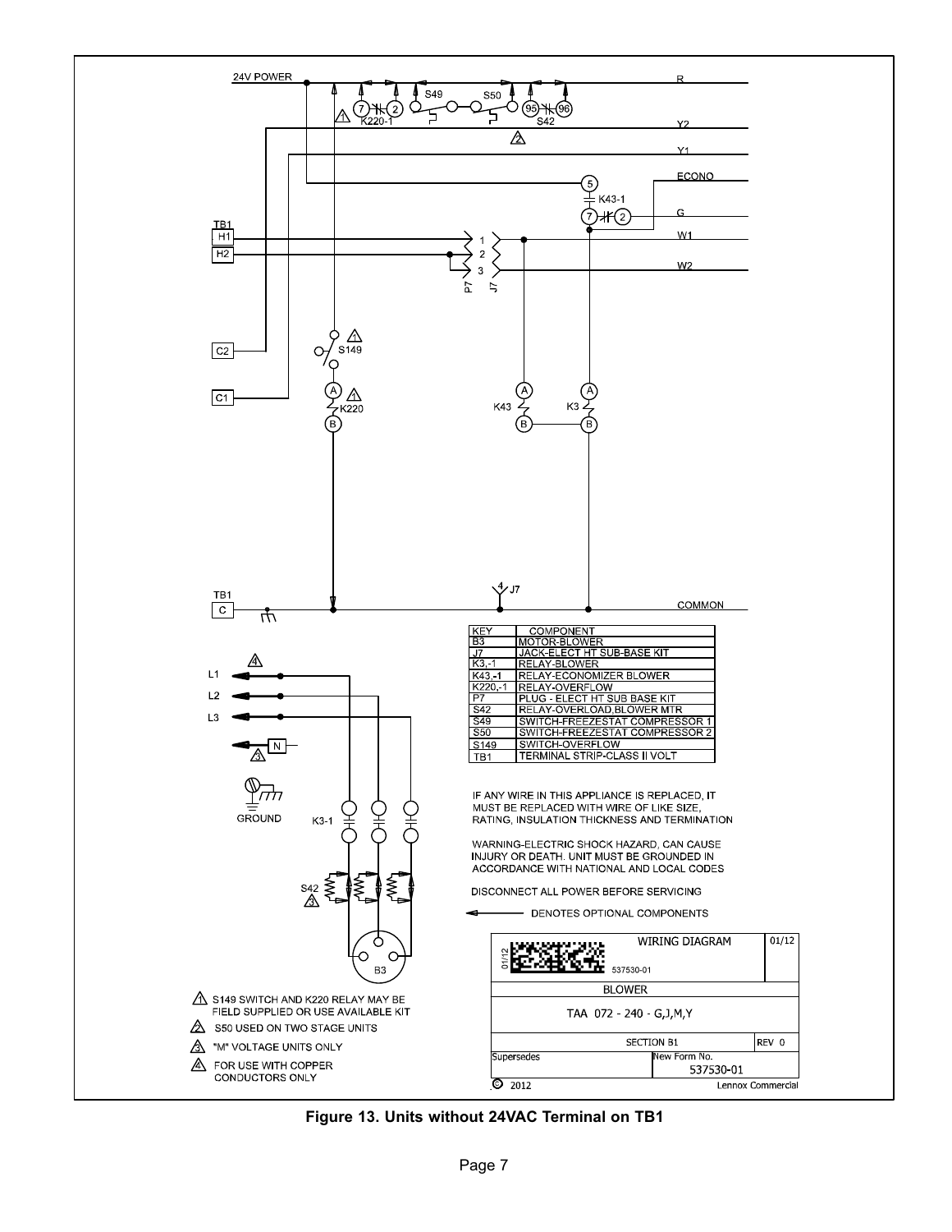| KEY | COMPONENT |
| --- | --- |
| B3 | MOTOR-BLOWER |
| J7 | JACK-ELECT HT SUB-BASE KIT |
| K3,-1 | RELAY-BLOWER |
| K43,-1 | RELAY-ECONOMIZER BLOWER |
| K220,-1 | RELAY-OVERFLOW |
| P7 | PLUG - ELECT HT SUB BASE KIT |
| S42 | RELAY-OVERLOAD,BLOWER MTR |
| S49 | SWITCH-FREEZESTAT COMPRESSOR 1 |
| S50 | SWITCH-FREEZESTAT COMPRESSOR 2 |
| S149 | SWITCH-OVERFLOW |
| TB1 | TERMINAL STRIP-CLASS II VOLT |

IF ANY WIRE IN THIS APPLIANCE IS REPLACED, IT MUST BE REPLACED WITH WIRE OF LIKE SIZE, RATING, INSULATION THICKNESS AND TERMINATION

WARNING-ELECTRIC SHOCK HAZARD, CAN CAUSE INJURY OR DEATH. UNIT MUST BE GROUNDED IN ACCORDANCE WITH NATIONAL AND LOCAL CODES

DISCONNECT ALL POWER BEFORE SERVICING

◄——— DENOTES OPTIONAL COMPONENTS

1. S149 SWITCH AND K220 RELAY MAY BE FIELD SUPPLIED OR USE AVAILABLE KIT
2. S50 USED ON TWO STAGE UNITS
3. "M" VOLTAGE UNITS ONLY
4. FOR USE WITH COPPER CONDUCTORS ONLY

| WIRING DIAGRAM 537530-01 | | 01/12 |
| --- | --- | --- |
| BLOWER | | |
| TAA 072 - 240 - G,J,M,Y | | |
| SECTION B1 | | REV 0 |
| Supersedes | New Form No. 537530-01 | |
| © 2012 | Lennox Commercial | |

24V POWER, R, Y2, Y1, ECONO, G, W1, W2, TB1 H1, H2, C2, C1, C, COMMON, K220-1, S49, S50, S42, K43-1, K43, K3, K220, S149, P7, J7, L1, L2, L3, N, GROUND, K3-1, S42, B3

**Figure 13. Units without 24VAC Terminal on TB1**